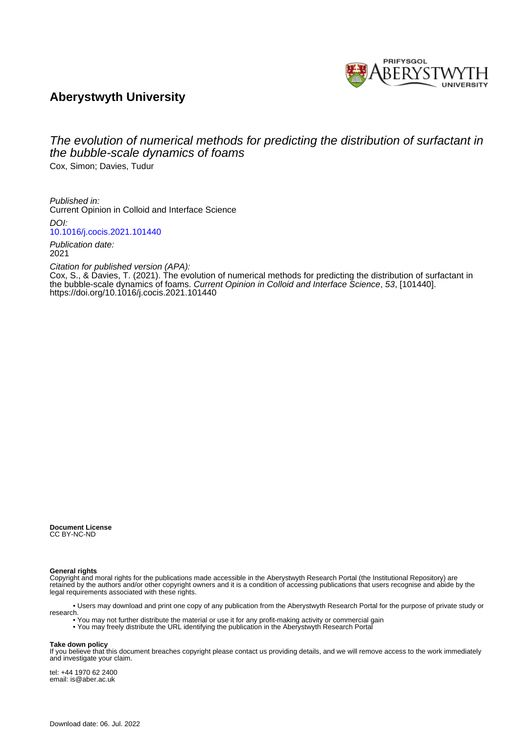PRIFYSGOL ABERYSTWYTH UNIVERSITY

# Aberystwyth University

## The evolution of numerical methods for predicting the distribution of surfactant in the bubble-scale dynamics of foams

Cox, Simon; Davies, Tudur

*Published in:*
Current Opinion in Colloid and Interface Science

*DOI:*
[10.1016/j.cocis.2021.101440](https://doi.org/10.1016/j.cocis.2021.101440)

*Publication date:*
2021

*Citation for published version (APA):*
Cox, S., & Davies, T. (2021). The evolution of numerical methods for predicting the distribution of surfactant in the bubble-scale dynamics of foams. *Current Opinion in Colloid and Interface Science*, *53*, [101440]. https://doi.org/10.1016/j.cocis.2021.101440

**Document License**
CC BY-NC-ND

**General rights**
Copyright and moral rights for the publications made accessible in the Aberystwyth Research Portal (the Institutional Repository) are retained by the authors and/or other copyright owners and it is a condition of accessing publications that users recognise and abide by the legal requirements associated with these rights.

• Users may download and print one copy of any publication from the Aberystwyth Research Portal for the purpose of private study or research.
• You may not further distribute the material or use it for any profit-making activity or commercial gain
• You may freely distribute the URL identifying the publication in the Aberystwyth Research Portal

**Take down policy**
If you believe that this document breaches copyright please contact us providing details, and we will remove access to the work immediately and investigate your claim.

tel: +44 1970 62 2400
email: is@aber.ac.uk

Download date: 06. Jul. 2022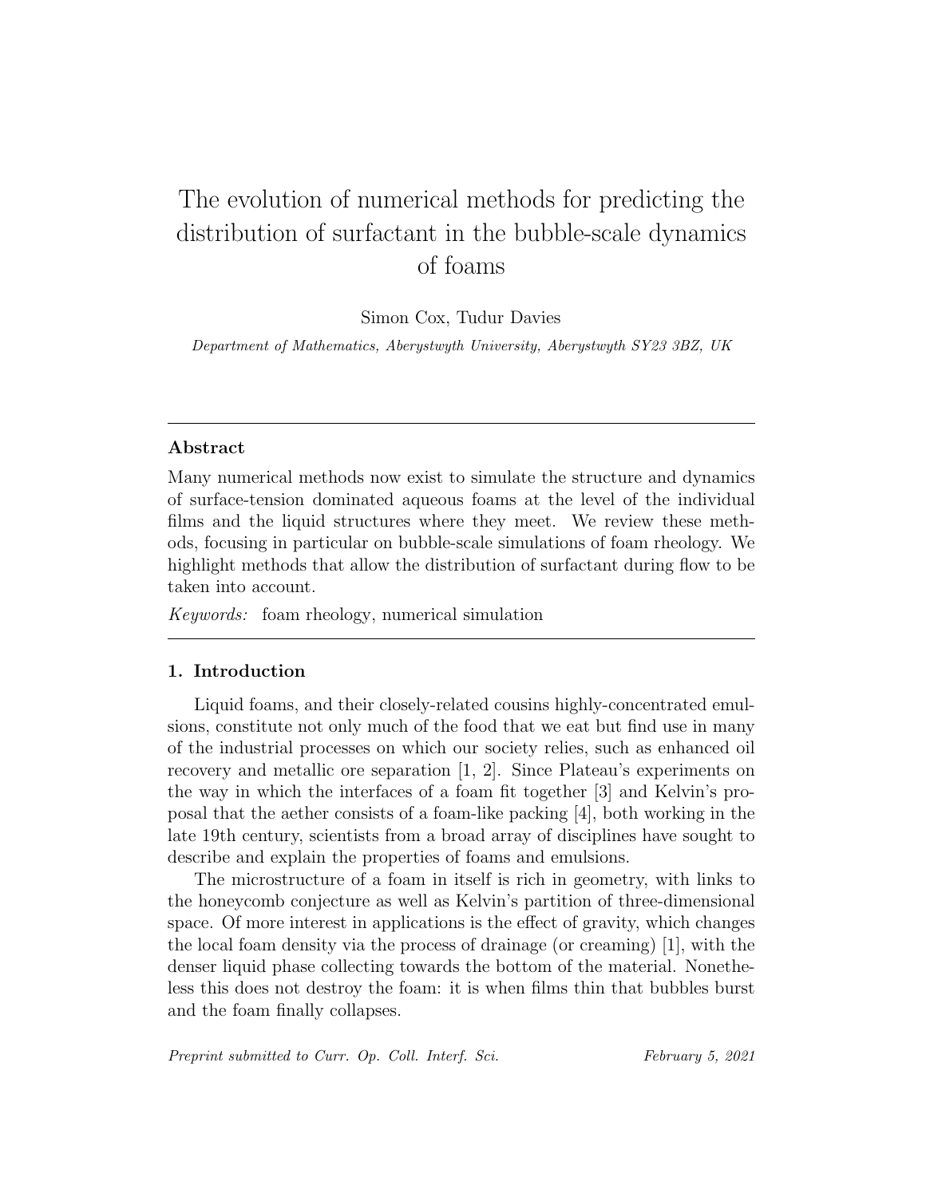# The evolution of numerical methods for predicting the distribution of surfactant in the bubble-scale dynamics of foams

Simon Cox, Tudur Davies

*Department of Mathematics, Aberystwyth University, Aberystwyth SY23 3BZ, UK*

---

### Abstract

Many numerical methods now exist to simulate the structure and dynamics of surface-tension dominated aqueous foams at the level of the individual films and the liquid structures where they meet. We review these methods, focusing in particular on bubble-scale simulations of foam rheology. We highlight methods that allow the distribution of surfactant during flow to be taken into account.

*Keywords:* foam rheology, numerical simulation

---

## 1. Introduction

Liquid foams, and their closely-related cousins highly-concentrated emulsions, constitute not only much of the food that we eat but find use in many of the industrial processes on which our society relies, such as enhanced oil recovery and metallic ore separation [1, 2]. Since Plateau's experiments on the way in which the interfaces of a foam fit together [3] and Kelvin's proposal that the aether consists of a foam-like packing [4], both working in the late 19th century, scientists from a broad array of disciplines have sought to describe and explain the properties of foams and emulsions.

The microstructure of a foam in itself is rich in geometry, with links to the honeycomb conjecture as well as Kelvin's partition of three-dimensional space. Of more interest in applications is the effect of gravity, which changes the local foam density via the process of drainage (or creaming) [1], with the denser liquid phase collecting towards the bottom of the material. Nonetheless this does not destroy the foam: it is when films thin that bubbles burst and the foam finally collapses.

*Preprint submitted to Curr. Op. Coll. Interf. Sci.* *February 5, 2021*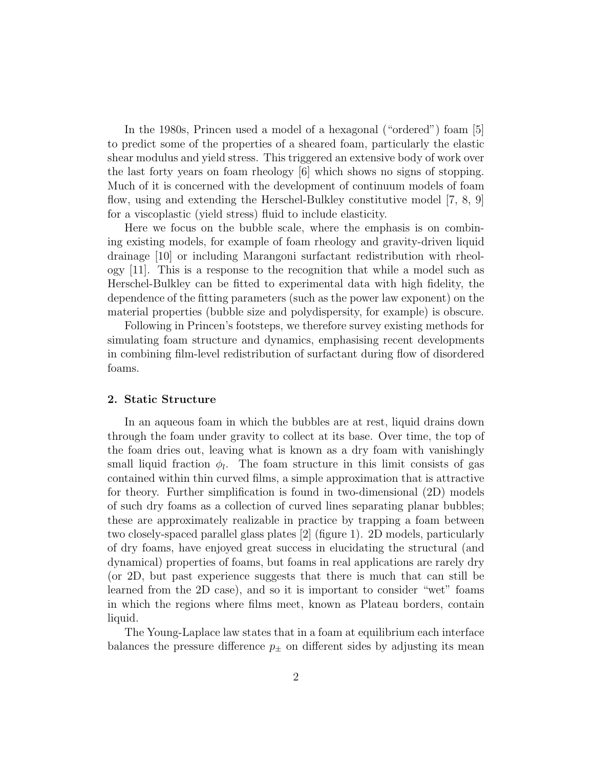In the 1980s, Princen used a model of a hexagonal ("ordered") foam [5] to predict some of the properties of a sheared foam, particularly the elastic shear modulus and yield stress. This triggered an extensive body of work over the last forty years on foam rheology [6] which shows no signs of stopping. Much of it is concerned with the development of continuum models of foam flow, using and extending the Herschel-Bulkley constitutive model [7, 8, 9] for a viscoplastic (yield stress) fluid to include elasticity.

Here we focus on the bubble scale, where the emphasis is on combining existing models, for example of foam rheology and gravity-driven liquid drainage [10] or including Marangoni surfactant redistribution with rheology [11]. This is a response to the recognition that while a model such as Herschel-Bulkley can be fitted to experimental data with high fidelity, the dependence of the fitting parameters (such as the power law exponent) on the material properties (bubble size and polydispersity, for example) is obscure.

Following in Princen's footsteps, we therefore survey existing methods for simulating foam structure and dynamics, emphasising recent developments in combining film-level redistribution of surfactant during flow of disordered foams.

## 2. Static Structure

In an aqueous foam in which the bubbles are at rest, liquid drains down through the foam under gravity to collect at its base. Over time, the top of the foam dries out, leaving what is known as a dry foam with vanishingly small liquid fraction $\phi_l$. The foam structure in this limit consists of gas contained within thin curved films, a simple approximation that is attractive for theory. Further simplification is found in two-dimensional (2D) models of such dry foams as a collection of curved lines separating planar bubbles; these are approximately realizable in practice by trapping a foam between two closely-spaced parallel glass plates [2] (figure 1). 2D models, particularly of dry foams, have enjoyed great success in elucidating the structural (and dynamical) properties of foams, but foams in real applications are rarely dry (or 2D, but past experience suggests that there is much that can still be learned from the 2D case), and so it is important to consider "wet" foams in which the regions where films meet, known as Plateau borders, contain liquid.

The Young-Laplace law states that in a foam at equilibrium each interface balances the pressure difference $p_\pm$ on different sides by adjusting its mean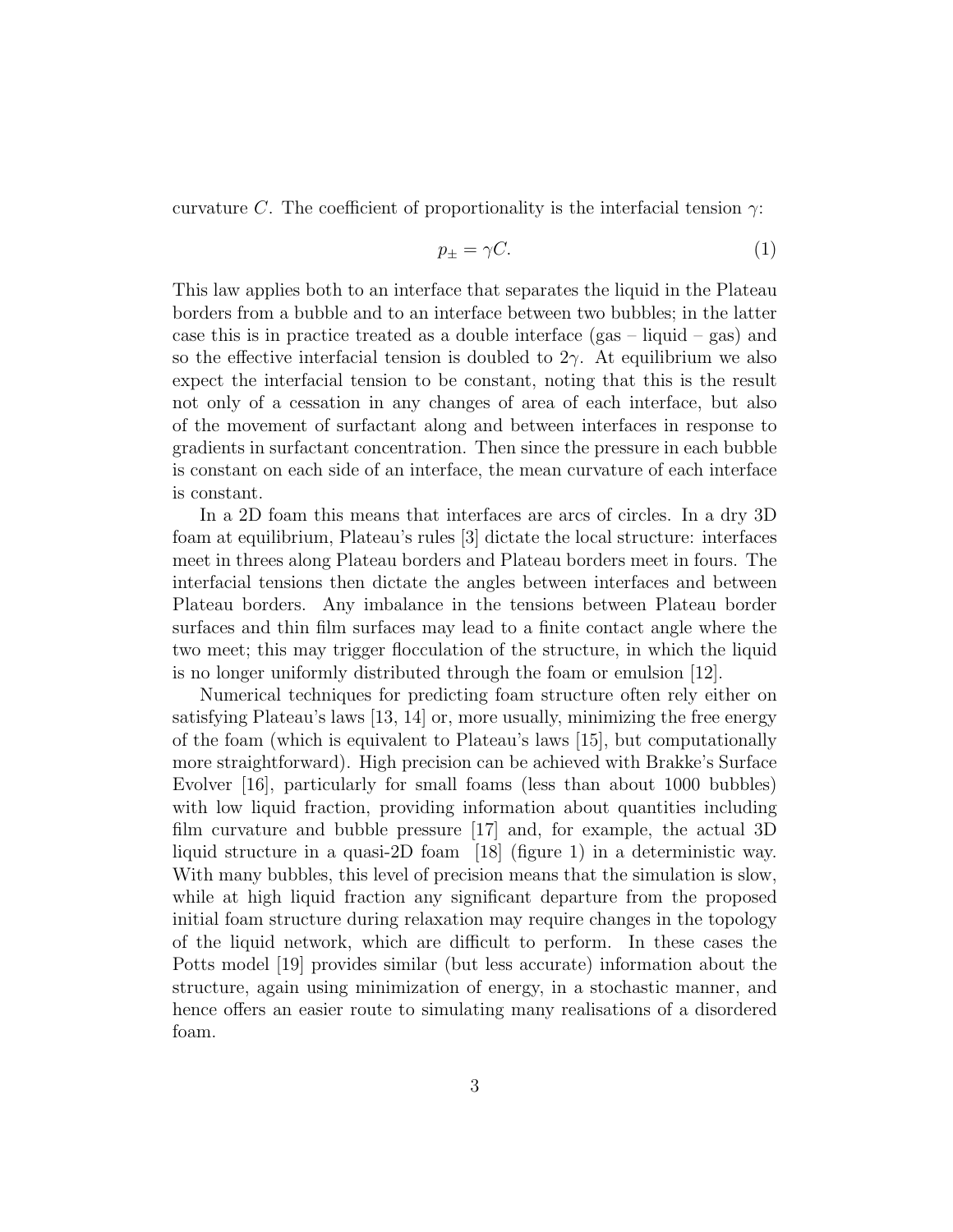curvature $C$. The coefficient of proportionality is the interfacial tension $\gamma$:

$$p_{\pm} = \gamma C. \tag{1}$$

This law applies both to an interface that separates the liquid in the Plateau borders from a bubble and to an interface between two bubbles; in the latter case this is in practice treated as a double interface (gas – liquid – gas) and so the effective interfacial tension is doubled to $2\gamma$. At equilibrium we also expect the interfacial tension to be constant, noting that this is the result not only of a cessation in any changes of area of each interface, but also of the movement of surfactant along and between interfaces in response to gradients in surfactant concentration. Then since the pressure in each bubble is constant on each side of an interface, the mean curvature of each interface is constant.

In a 2D foam this means that interfaces are arcs of circles. In a dry 3D foam at equilibrium, Plateau's rules [3] dictate the local structure: interfaces meet in threes along Plateau borders and Plateau borders meet in fours. The interfacial tensions then dictate the angles between interfaces and between Plateau borders. Any imbalance in the tensions between Plateau border surfaces and thin film surfaces may lead to a finite contact angle where the two meet; this may trigger flocculation of the structure, in which the liquid is no longer uniformly distributed through the foam or emulsion [12].

Numerical techniques for predicting foam structure often rely either on satisfying Plateau's laws [13, 14] or, more usually, minimizing the free energy of the foam (which is equivalent to Plateau's laws [15], but computationally more straightforward). High precision can be achieved with Brakke's Surface Evolver [16], particularly for small foams (less than about 1000 bubbles) with low liquid fraction, providing information about quantities including film curvature and bubble pressure [17] and, for example, the actual 3D liquid structure in a quasi-2D foam [18] (figure 1) in a deterministic way. With many bubbles, this level of precision means that the simulation is slow, while at high liquid fraction any significant departure from the proposed initial foam structure during relaxation may require changes in the topology of the liquid network, which are difficult to perform. In these cases the Potts model [19] provides similar (but less accurate) information about the structure, again using minimization of energy, in a stochastic manner, and hence offers an easier route to simulating many realisations of a disordered foam.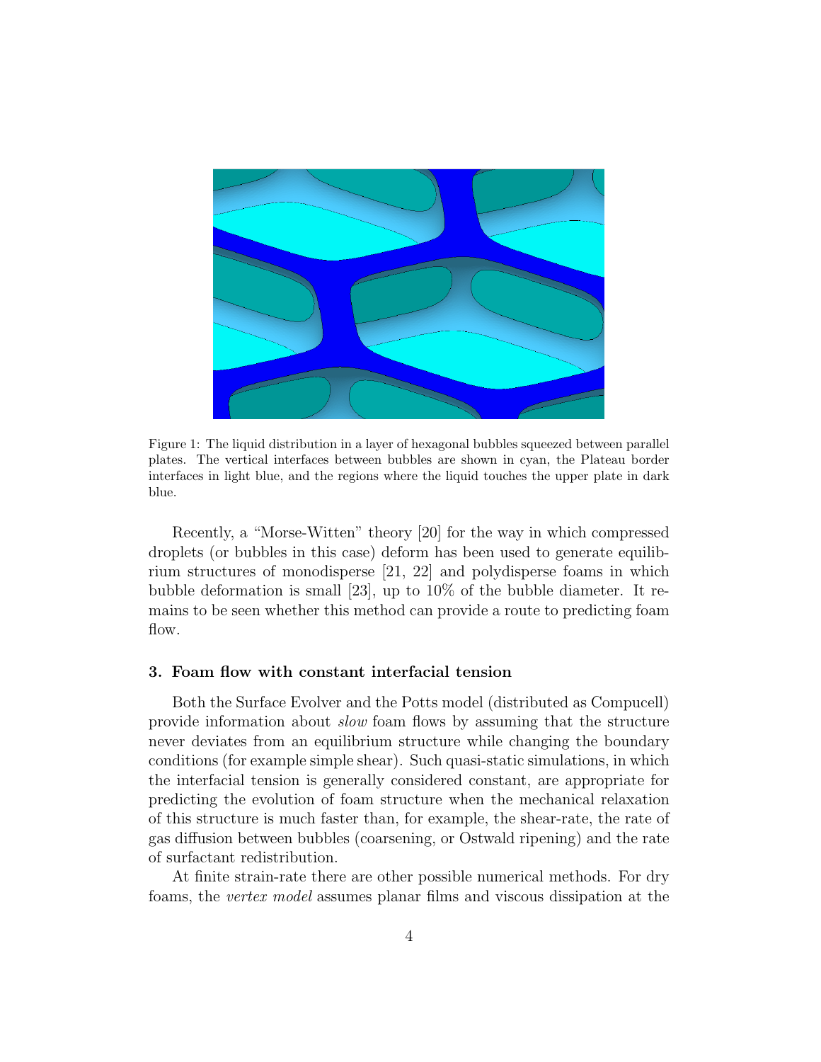Figure 1: The liquid distribution in a layer of hexagonal bubbles squeezed between parallel plates. The vertical interfaces between bubbles are shown in cyan, the Plateau border interfaces in light blue, and the regions where the liquid touches the upper plate in dark blue.

Recently, a "Morse-Witten" theory [20] for the way in which compressed droplets (or bubbles in this case) deform has been used to generate equilibrium structures of monodisperse [21, 22] and polydisperse foams in which bubble deformation is small [23], up to 10% of the bubble diameter. It remains to be seen whether this method can provide a route to predicting foam flow.

## 3. Foam flow with constant interfacial tension

Both the Surface Evolver and the Potts model (distributed as Compucell) provide information about *slow* foam flows by assuming that the structure never deviates from an equilibrium structure while changing the boundary conditions (for example simple shear). Such quasi-static simulations, in which the interfacial tension is generally considered constant, are appropriate for predicting the evolution of foam structure when the mechanical relaxation of this structure is much faster than, for example, the shear-rate, the rate of gas diffusion between bubbles (coarsening, or Ostwald ripening) and the rate of surfactant redistribution.

At finite strain-rate there are other possible numerical methods. For dry foams, the *vertex model* assumes planar films and viscous dissipation at the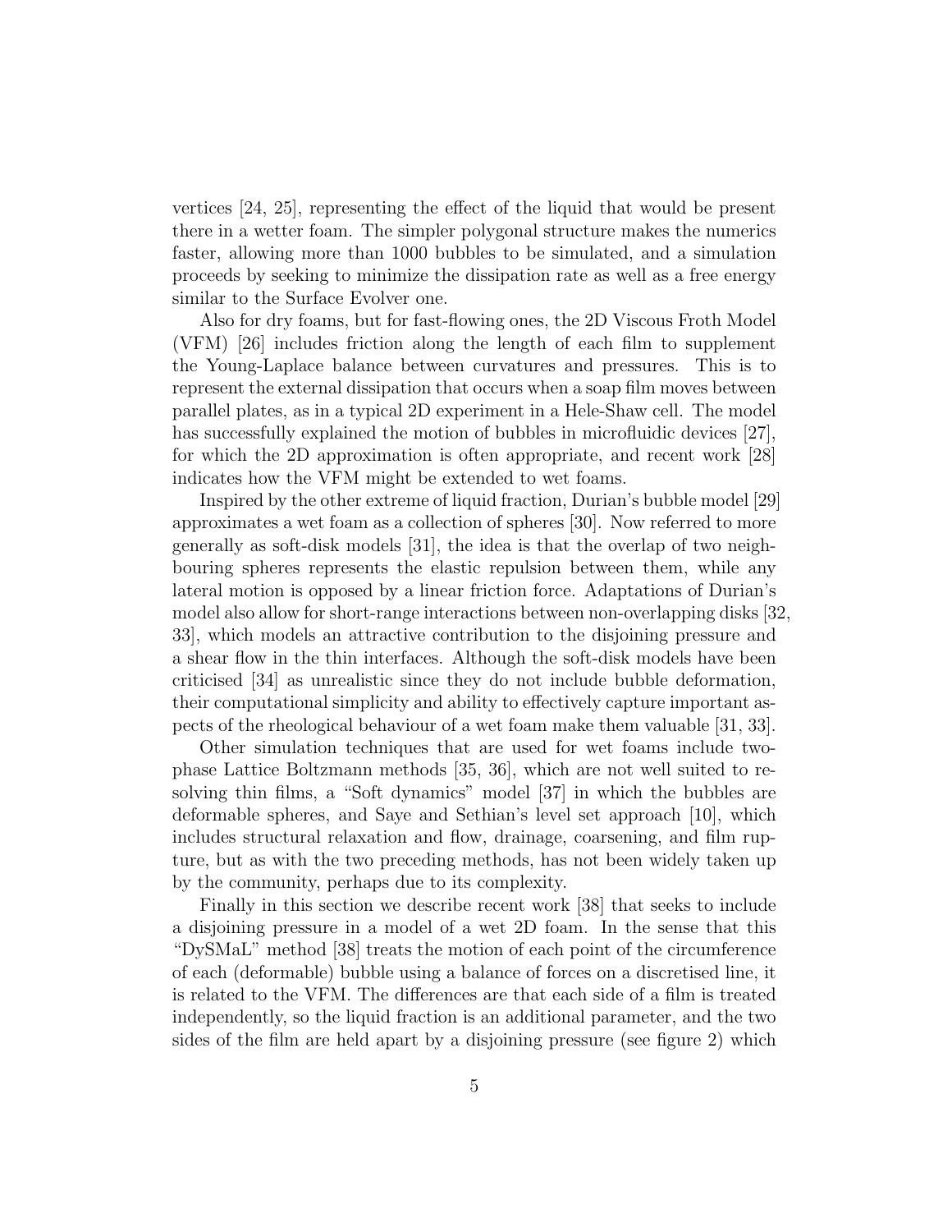vertices [24, 25], representing the effect of the liquid that would be present there in a wetter foam. The simpler polygonal structure makes the numerics faster, allowing more than 1000 bubbles to be simulated, and a simulation proceeds by seeking to minimize the dissipation rate as well as a free energy similar to the Surface Evolver one.

Also for dry foams, but for fast-flowing ones, the 2D Viscous Froth Model (VFM) [26] includes friction along the length of each film to supplement the Young-Laplace balance between curvatures and pressures. This is to represent the external dissipation that occurs when a soap film moves between parallel plates, as in a typical 2D experiment in a Hele-Shaw cell. The model has successfully explained the motion of bubbles in microfluidic devices [27], for which the 2D approximation is often appropriate, and recent work [28] indicates how the VFM might be extended to wet foams.

Inspired by the other extreme of liquid fraction, Durian's bubble model [29] approximates a wet foam as a collection of spheres [30]. Now referred to more generally as soft-disk models [31], the idea is that the overlap of two neighbouring spheres represents the elastic repulsion between them, while any lateral motion is opposed by a linear friction force. Adaptations of Durian's model also allow for short-range interactions between non-overlapping disks [32, 33], which models an attractive contribution to the disjoining pressure and a shear flow in the thin interfaces. Although the soft-disk models have been criticised [34] as unrealistic since they do not include bubble deformation, their computational simplicity and ability to effectively capture important aspects of the rheological behaviour of a wet foam make them valuable [31, 33].

Other simulation techniques that are used for wet foams include two-phase Lattice Boltzmann methods [35, 36], which are not well suited to resolving thin films, a "Soft dynamics" model [37] in which the bubbles are deformable spheres, and Saye and Sethian's level set approach [10], which includes structural relaxation and flow, drainage, coarsening, and film rupture, but as with the two preceding methods, has not been widely taken up by the community, perhaps due to its complexity.

Finally in this section we describe recent work [38] that seeks to include a disjoining pressure in a model of a wet 2D foam. In the sense that this "DySMaL" method [38] treats the motion of each point of the circumference of each (deformable) bubble using a balance of forces on a discretised line, it is related to the VFM. The differences are that each side of a film is treated independently, so the liquid fraction is an additional parameter, and the two sides of the film are held apart by a disjoining pressure (see figure 2) which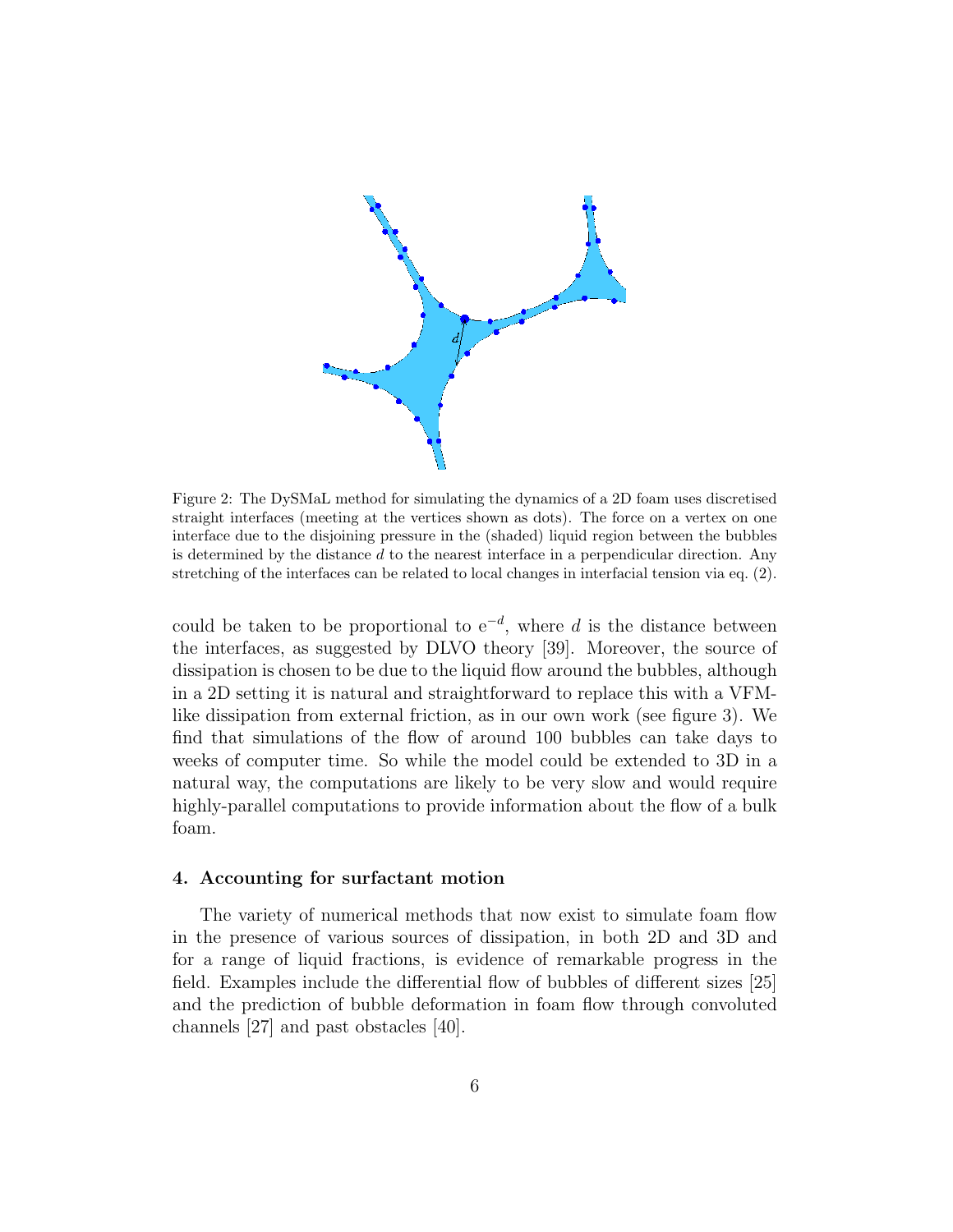Figure 2: The DySMaL method for simulating the dynamics of a 2D foam uses discretised straight interfaces (meeting at the vertices shown as dots). The force on a vertex on one interface due to the disjoining pressure in the (shaded) liquid region between the bubbles is determined by the distance $d$ to the nearest interface in a perpendicular direction. Any stretching of the interfaces can be related to local changes in interfacial tension via eq. (2).

could be taken to be proportional to $e^{-d}$, where $d$ is the distance between the interfaces, as suggested by DLVO theory [39]. Moreover, the source of dissipation is chosen to be due to the liquid flow around the bubbles, although in a 2D setting it is natural and straightforward to replace this with a VFM-like dissipation from external friction, as in our own work (see figure 3). We find that simulations of the flow of around 100 bubbles can take days to weeks of computer time. So while the model could be extended to 3D in a natural way, the computations are likely to be very slow and would require highly-parallel computations to provide information about the flow of a bulk foam.

## 4. Accounting for surfactant motion

The variety of numerical methods that now exist to simulate foam flow in the presence of various sources of dissipation, in both 2D and 3D and for a range of liquid fractions, is evidence of remarkable progress in the field. Examples include the differential flow of bubbles of different sizes [25] and the prediction of bubble deformation in foam flow through convoluted channels [27] and past obstacles [40].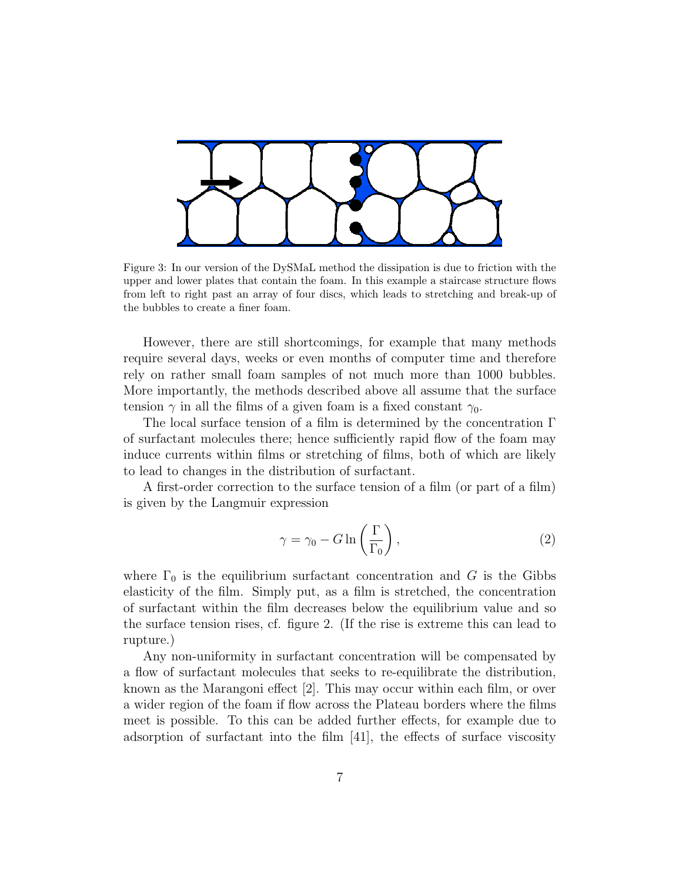Figure 3: In our version of the DySMaL method the dissipation is due to friction with the upper and lower plates that contain the foam. In this example a staircase structure flows from left to right past an array of four discs, which leads to stretching and break-up of the bubbles to create a finer foam.

However, there are still shortcomings, for example that many methods require several days, weeks or even months of computer time and therefore rely on rather small foam samples of not much more than 1000 bubbles. More importantly, the methods described above all assume that the surface tension $\gamma$ in all the films of a given foam is a fixed constant $\gamma_0$.

The local surface tension of a film is determined by the concentration $\Gamma$ of surfactant molecules there; hence sufficiently rapid flow of the foam may induce currents within films or stretching of films, both of which are likely to lead to changes in the distribution of surfactant.

A first-order correction to the surface tension of a film (or part of a film) is given by the Langmuir expression

$$\gamma = \gamma_0 - G \ln\left(\frac{\Gamma}{\Gamma_0}\right), \tag{2}$$

where $\Gamma_0$ is the equilibrium surfactant concentration and $G$ is the Gibbs elasticity of the film. Simply put, as a film is stretched, the concentration of surfactant within the film decreases below the equilibrium value and so the surface tension rises, cf. figure 2. (If the rise is extreme this can lead to rupture.)

Any non-uniformity in surfactant concentration will be compensated by a flow of surfactant molecules that seeks to re-equilibrate the distribution, known as the Marangoni effect [2]. This may occur within each film, or over a wider region of the foam if flow across the Plateau borders where the films meet is possible. To this can be added further effects, for example due to adsorption of surfactant into the film [41], the effects of surface viscosity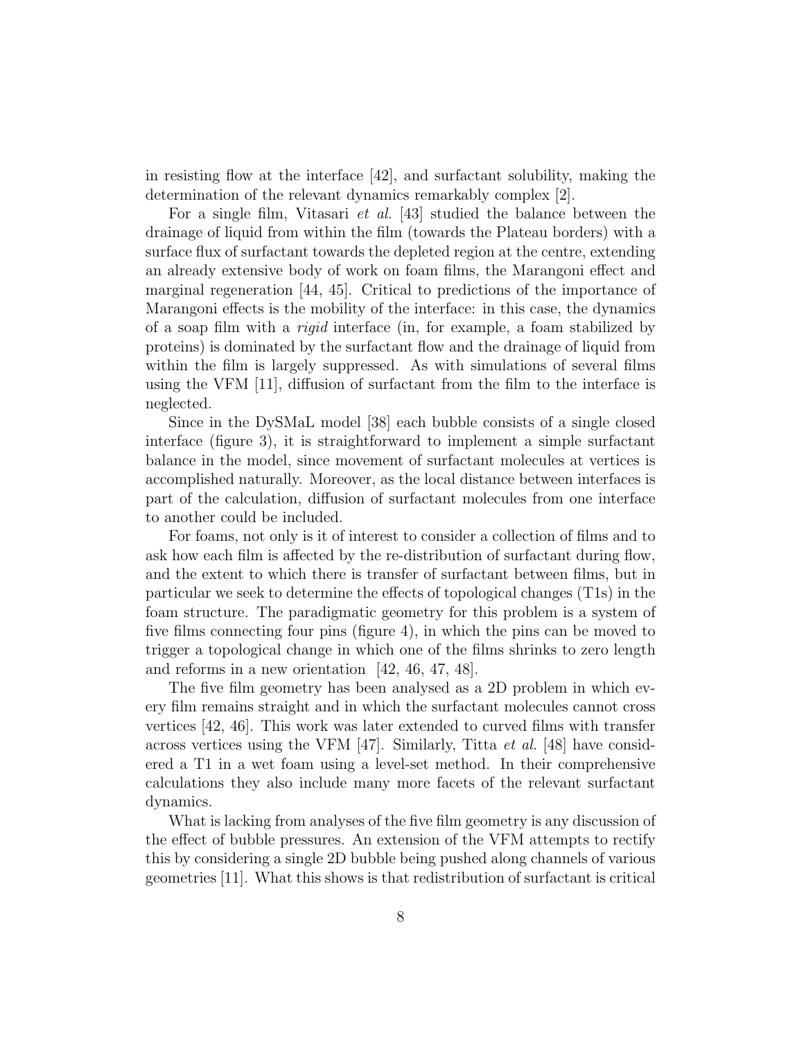in resisting flow at the interface [42], and surfactant solubility, making the determination of the relevant dynamics remarkably complex [2].

For a single film, Vitasari *et al.* [43] studied the balance between the drainage of liquid from within the film (towards the Plateau borders) with a surface flux of surfactant towards the depleted region at the centre, extending an already extensive body of work on foam films, the Marangoni effect and marginal regeneration [44, 45]. Critical to predictions of the importance of Marangoni effects is the mobility of the interface: in this case, the dynamics of a soap film with a *rigid* interface (in, for example, a foam stabilized by proteins) is dominated by the surfactant flow and the drainage of liquid from within the film is largely suppressed. As with simulations of several films using the VFM [11], diffusion of surfactant from the film to the interface is neglected.

Since in the DySMaL model [38] each bubble consists of a single closed interface (figure 3), it is straightforward to implement a simple surfactant balance in the model, since movement of surfactant molecules at vertices is accomplished naturally. Moreover, as the local distance between interfaces is part of the calculation, diffusion of surfactant molecules from one interface to another could be included.

For foams, not only is it of interest to consider a collection of films and to ask how each film is affected by the re-distribution of surfactant during flow, and the extent to which there is transfer of surfactant between films, but in particular we seek to determine the effects of topological changes (T1s) in the foam structure. The paradigmatic geometry for this problem is a system of five films connecting four pins (figure 4), in which the pins can be moved to trigger a topological change in which one of the films shrinks to zero length and reforms in a new orientation [42, 46, 47, 48].

The five film geometry has been analysed as a 2D problem in which every film remains straight and in which the surfactant molecules cannot cross vertices [42, 46]. This work was later extended to curved films with transfer across vertices using the VFM [47]. Similarly, Titta *et al.* [48] have considered a T1 in a wet foam using a level-set method. In their comprehensive calculations they also include many more facets of the relevant surfactant dynamics.

What is lacking from analyses of the five film geometry is any discussion of the effect of bubble pressures. An extension of the VFM attempts to rectify this by considering a single 2D bubble being pushed along channels of various geometries [11]. What this shows is that redistribution of surfactant is critical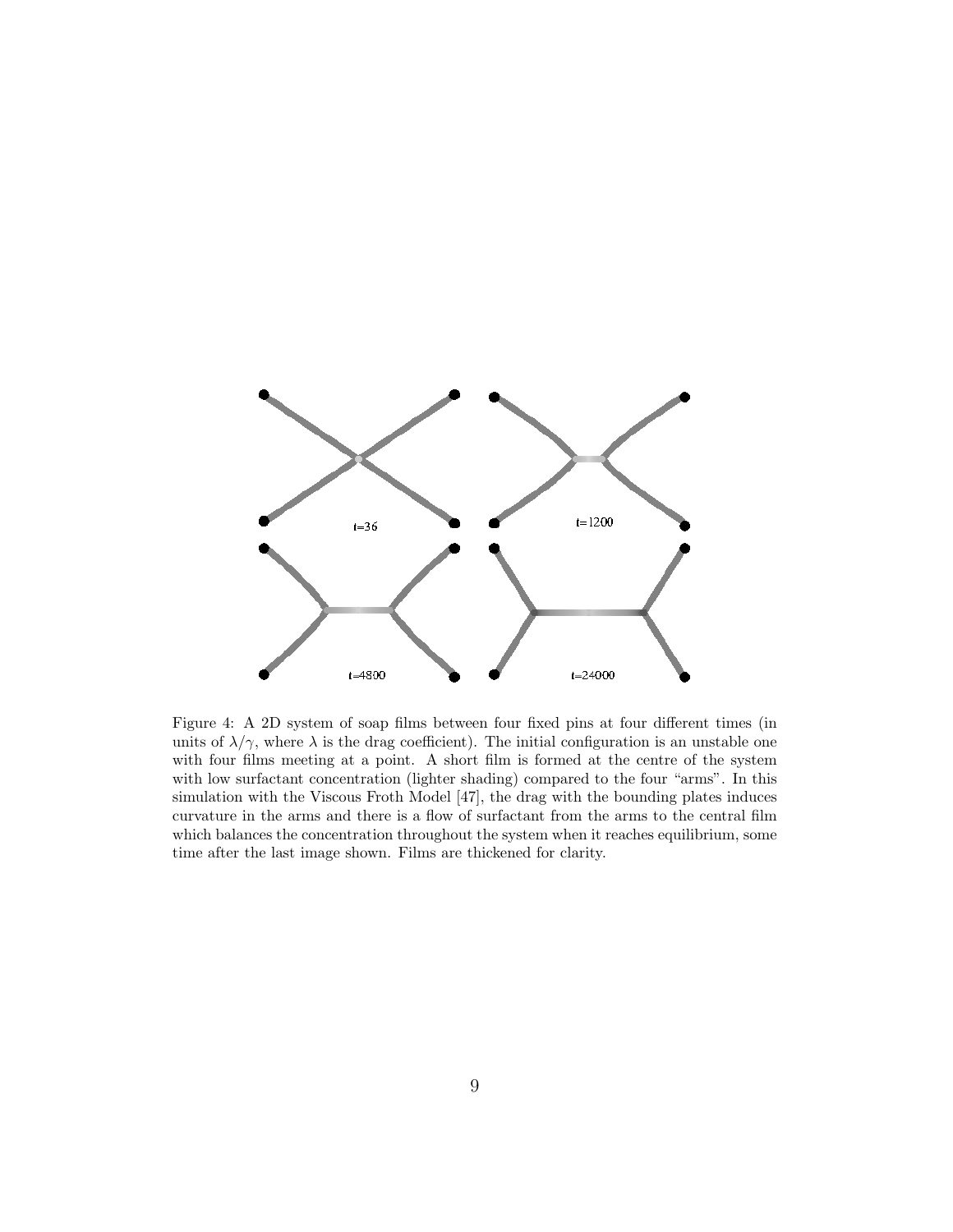Figure 4: A 2D system of soap films between four fixed pins at four different times (in units of $\lambda/\gamma$, where $\lambda$ is the drag coefficient). The initial configuration is an unstable one with four films meeting at a point. A short film is formed at the centre of the system with low surfactant concentration (lighter shading) compared to the four "arms". In this simulation with the Viscous Froth Model [47], the drag with the bounding plates induces curvature in the arms and there is a flow of surfactant from the arms to the central film which balances the concentration throughout the system when it reaches equilibrium, some time after the last image shown. Films are thickened for clarity.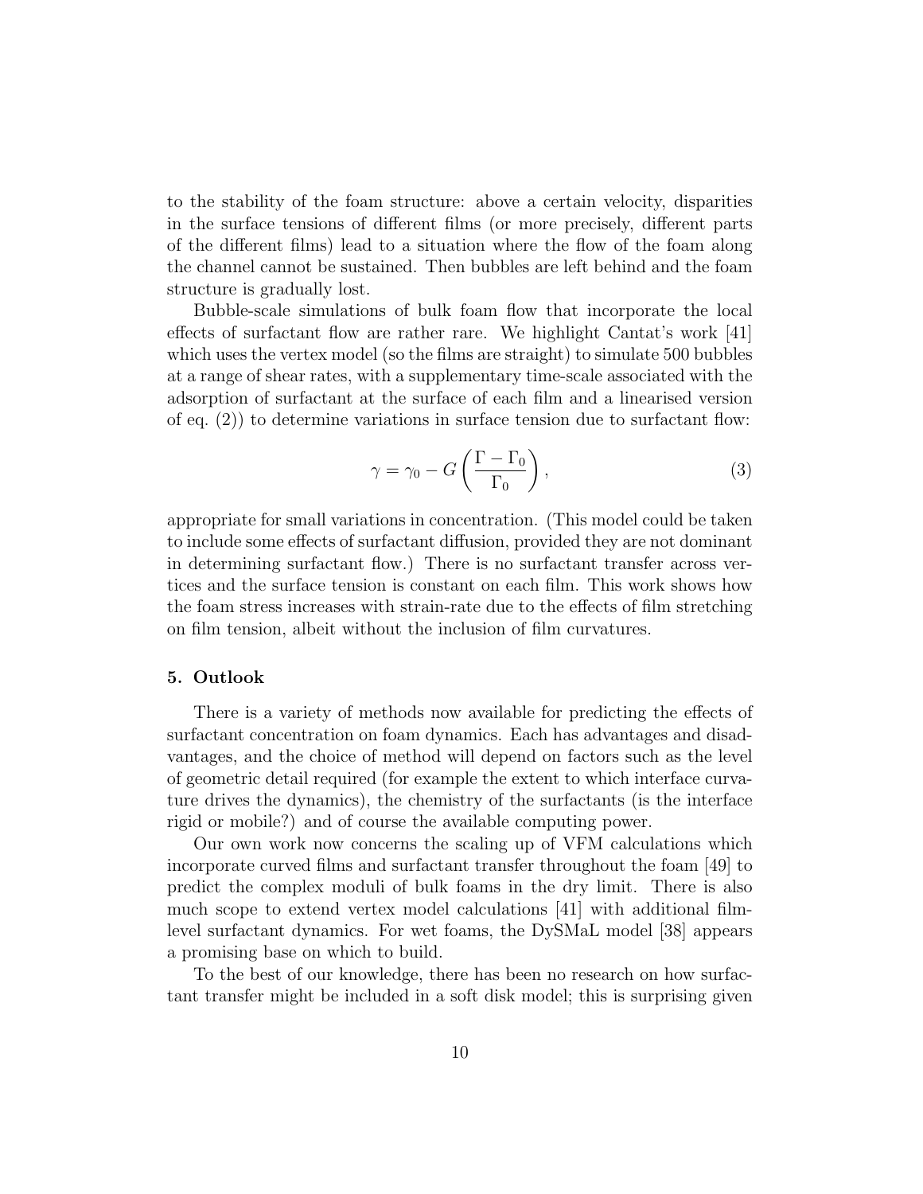to the stability of the foam structure: above a certain velocity, disparities in the surface tensions of different films (or more precisely, different parts of the different films) lead to a situation where the flow of the foam along the channel cannot be sustained. Then bubbles are left behind and the foam structure is gradually lost.

Bubble-scale simulations of bulk foam flow that incorporate the local effects of surfactant flow are rather rare. We highlight Cantat's work [41] which uses the vertex model (so the films are straight) to simulate 500 bubbles at a range of shear rates, with a supplementary time-scale associated with the adsorption of surfactant at the surface of each film and a linearised version of eq. (2)) to determine variations in surface tension due to surfactant flow:

$$\gamma = \gamma_0 - G\left(\frac{\Gamma - \Gamma_0}{\Gamma_0}\right), \tag{3}$$

appropriate for small variations in concentration. (This model could be taken to include some effects of surfactant diffusion, provided they are not dominant in determining surfactant flow.) There is no surfactant transfer across vertices and the surface tension is constant on each film. This work shows how the foam stress increases with strain-rate due to the effects of film stretching on film tension, albeit without the inclusion of film curvatures.

## 5. Outlook

There is a variety of methods now available for predicting the effects of surfactant concentration on foam dynamics. Each has advantages and disadvantages, and the choice of method will depend on factors such as the level of geometric detail required (for example the extent to which interface curvature drives the dynamics), the chemistry of the surfactants (is the interface rigid or mobile?) and of course the available computing power.

Our own work now concerns the scaling up of VFM calculations which incorporate curved films and surfactant transfer throughout the foam [49] to predict the complex moduli of bulk foams in the dry limit. There is also much scope to extend vertex model calculations [41] with additional film-level surfactant dynamics. For wet foams, the DySMaL model [38] appears a promising base on which to build.

To the best of our knowledge, there has been no research on how surfactant transfer might be included in a soft disk model; this is surprising given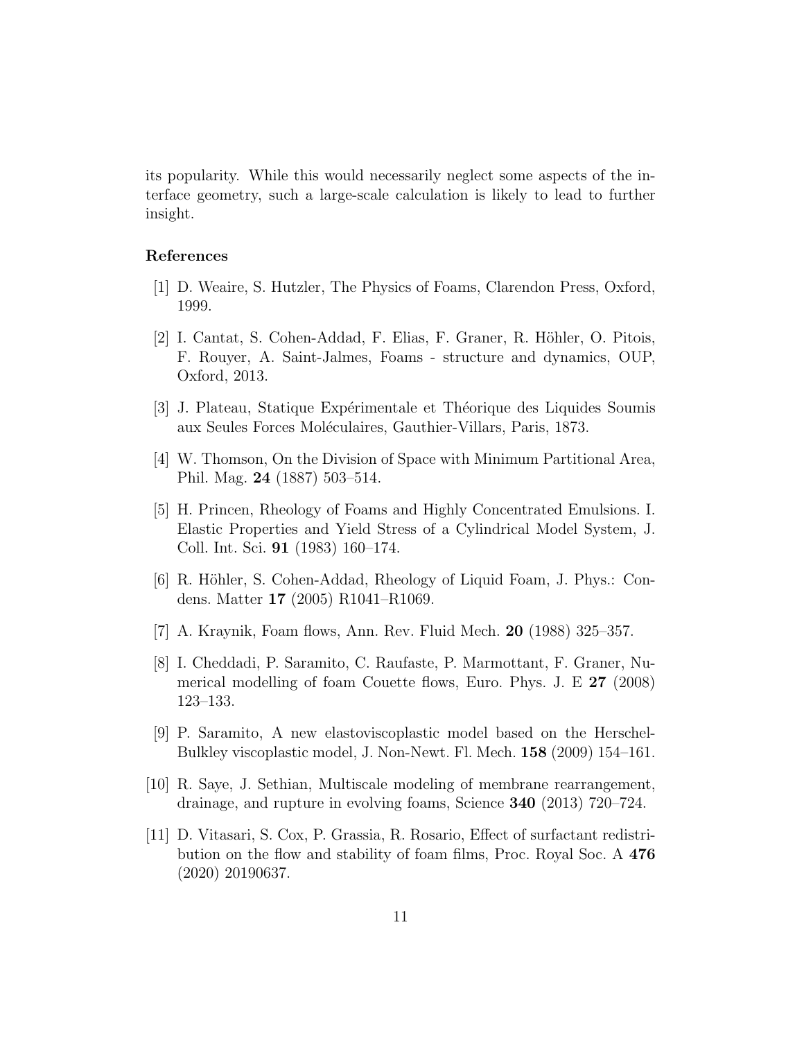its popularity. While this would necessarily neglect some aspects of the interface geometry, such a large-scale calculation is likely to lead to further insight.

## References

[1] D. Weaire, S. Hutzler, The Physics of Foams, Clarendon Press, Oxford, 1999.

[2] I. Cantat, S. Cohen-Addad, F. Elias, F. Graner, R. Höhler, O. Pitois, F. Rouyer, A. Saint-Jalmes, Foams - structure and dynamics, OUP, Oxford, 2013.

[3] J. Plateau, Statique Expérimentale et Théorique des Liquides Soumis aux Seules Forces Moléculaires, Gauthier-Villars, Paris, 1873.

[4] W. Thomson, On the Division of Space with Minimum Partitional Area, Phil. Mag. **24** (1887) 503–514.

[5] H. Princen, Rheology of Foams and Highly Concentrated Emulsions. I. Elastic Properties and Yield Stress of a Cylindrical Model System, J. Coll. Int. Sci. **91** (1983) 160–174.

[6] R. Höhler, S. Cohen-Addad, Rheology of Liquid Foam, J. Phys.: Condens. Matter **17** (2005) R1041–R1069.

[7] A. Kraynik, Foam flows, Ann. Rev. Fluid Mech. **20** (1988) 325–357.

[8] I. Cheddadi, P. Saramito, C. Raufaste, P. Marmottant, F. Graner, Numerical modelling of foam Couette flows, Euro. Phys. J. E **27** (2008) 123–133.

[9] P. Saramito, A new elastoviscoplastic model based on the Herschel-Bulkley viscoplastic model, J. Non-Newt. Fl. Mech. **158** (2009) 154–161.

[10] R. Saye, J. Sethian, Multiscale modeling of membrane rearrangement, drainage, and rupture in evolving foams, Science **340** (2013) 720–724.

[11] D. Vitasari, S. Cox, P. Grassia, R. Rosario, Effect of surfactant redistribution on the flow and stability of foam films, Proc. Royal Soc. A **476** (2020) 20190637.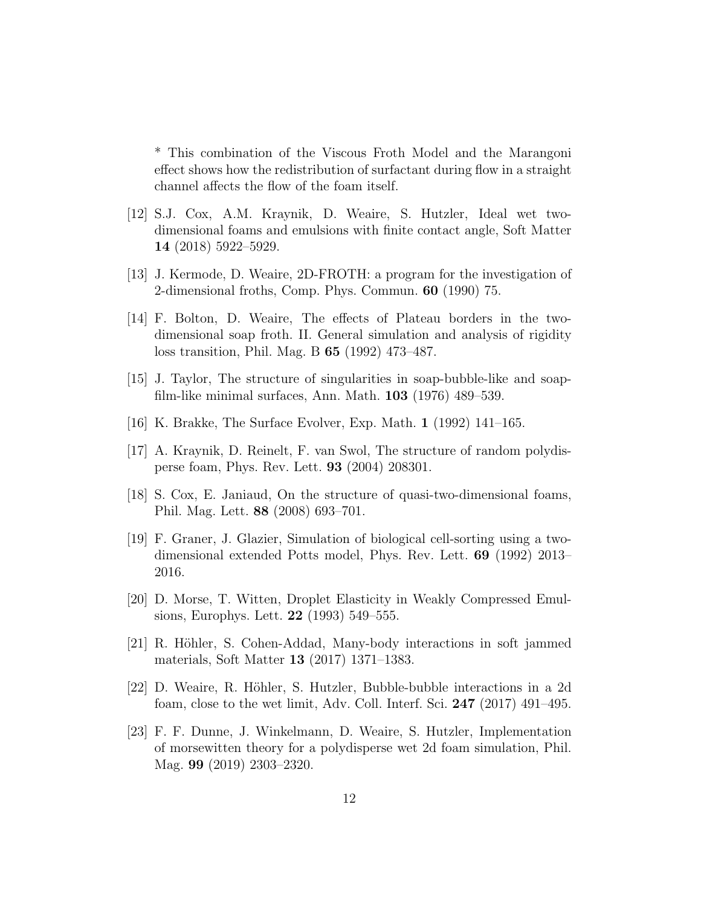* This combination of the Viscous Froth Model and the Marangoni effect shows how the redistribution of surfactant during flow in a straight channel affects the flow of the foam itself.

[12] S.J. Cox, A.M. Kraynik, D. Weaire, S. Hutzler, Ideal wet two-dimensional foams and emulsions with finite contact angle, Soft Matter **14** (2018) 5922–5929.

[13] J. Kermode, D. Weaire, 2D-FROTH: a program for the investigation of 2-dimensional froths, Comp. Phys. Commun. **60** (1990) 75.

[14] F. Bolton, D. Weaire, The effects of Plateau borders in the two-dimensional soap froth. II. General simulation and analysis of rigidity loss transition, Phil. Mag. B **65** (1992) 473–487.

[15] J. Taylor, The structure of singularities in soap-bubble-like and soap-film-like minimal surfaces, Ann. Math. **103** (1976) 489–539.

[16] K. Brakke, The Surface Evolver, Exp. Math. **1** (1992) 141–165.

[17] A. Kraynik, D. Reinelt, F. van Swol, The structure of random polydisperse foam, Phys. Rev. Lett. **93** (2004) 208301.

[18] S. Cox, E. Janiaud, On the structure of quasi-two-dimensional foams, Phil. Mag. Lett. **88** (2008) 693–701.

[19] F. Graner, J. Glazier, Simulation of biological cell-sorting using a two-dimensional extended Potts model, Phys. Rev. Lett. **69** (1992) 2013–2016.

[20] D. Morse, T. Witten, Droplet Elasticity in Weakly Compressed Emulsions, Europhys. Lett. **22** (1993) 549–555.

[21] R. Höhler, S. Cohen-Addad, Many-body interactions in soft jammed materials, Soft Matter **13** (2017) 1371–1383.

[22] D. Weaire, R. Höhler, S. Hutzler, Bubble-bubble interactions in a 2d foam, close to the wet limit, Adv. Coll. Interf. Sci. **247** (2017) 491–495.

[23] F. F. Dunne, J. Winkelmann, D. Weaire, S. Hutzler, Implementation of morsewitten theory for a polydisperse wet 2d foam simulation, Phil. Mag. **99** (2019) 2303–2320.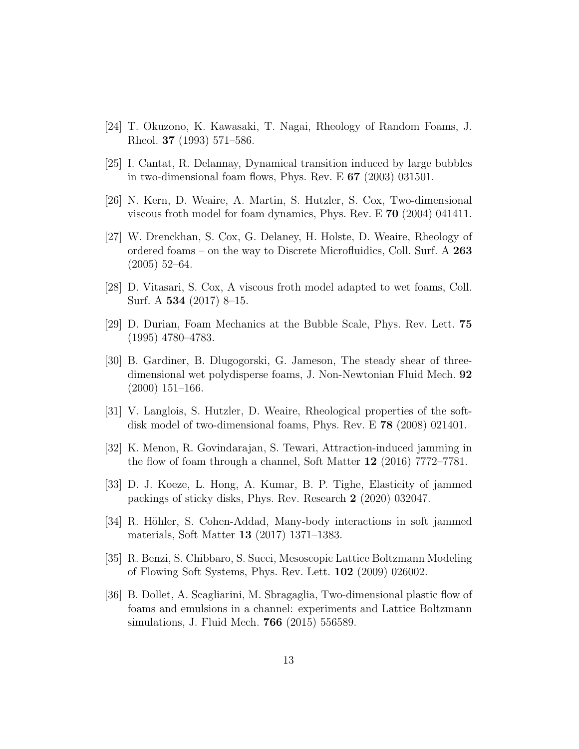[24] T. Okuzono, K. Kawasaki, T. Nagai, Rheology of Random Foams, J. Rheol. **37** (1993) 571–586.

[25] I. Cantat, R. Delannay, Dynamical transition induced by large bubbles in two-dimensional foam flows, Phys. Rev. E **67** (2003) 031501.

[26] N. Kern, D. Weaire, A. Martin, S. Hutzler, S. Cox, Two-dimensional viscous froth model for foam dynamics, Phys. Rev. E **70** (2004) 041411.

[27] W. Drenckhan, S. Cox, G. Delaney, H. Holste, D. Weaire, Rheology of ordered foams – on the way to Discrete Microfluidics, Coll. Surf. A **263** (2005) 52–64.

[28] D. Vitasari, S. Cox, A viscous froth model adapted to wet foams, Coll. Surf. A **534** (2017) 8–15.

[29] D. Durian, Foam Mechanics at the Bubble Scale, Phys. Rev. Lett. **75** (1995) 4780–4783.

[30] B. Gardiner, B. Dlugogorski, G. Jameson, The steady shear of three-dimensional wet polydisperse foams, J. Non-Newtonian Fluid Mech. **92** (2000) 151–166.

[31] V. Langlois, S. Hutzler, D. Weaire, Rheological properties of the soft-disk model of two-dimensional foams, Phys. Rev. E **78** (2008) 021401.

[32] K. Menon, R. Govindarajan, S. Tewari, Attraction-induced jamming in the flow of foam through a channel, Soft Matter **12** (2016) 7772–7781.

[33] D. J. Koeze, L. Hong, A. Kumar, B. P. Tighe, Elasticity of jammed packings of sticky disks, Phys. Rev. Research **2** (2020) 032047.

[34] R. Höhler, S. Cohen-Addad, Many-body interactions in soft jammed materials, Soft Matter **13** (2017) 1371–1383.

[35] R. Benzi, S. Chibbaro, S. Succi, Mesoscopic Lattice Boltzmann Modeling of Flowing Soft Systems, Phys. Rev. Lett. **102** (2009) 026002.

[36] B. Dollet, A. Scagliarini, M. Sbragaglia, Two-dimensional plastic flow of foams and emulsions in a channel: experiments and Lattice Boltzmann simulations, J. Fluid Mech. **766** (2015) 556589.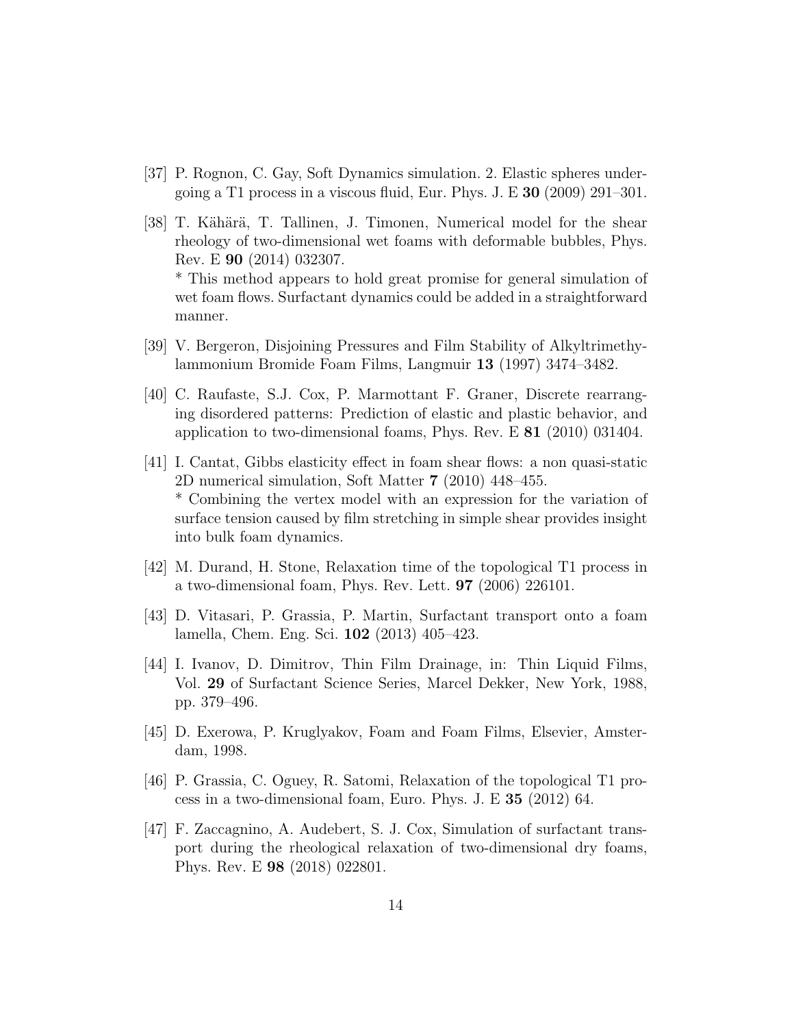[37] P. Rognon, C. Gay, Soft Dynamics simulation. 2. Elastic spheres undergoing a T1 process in a viscous fluid, Eur. Phys. J. E **30** (2009) 291–301.

[38] T. Kähärä, T. Tallinen, J. Timonen, Numerical model for the shear rheology of two-dimensional wet foams with deformable bubbles, Phys. Rev. E **90** (2014) 032307.
* This method appears to hold great promise for general simulation of wet foam flows. Surfactant dynamics could be added in a straightforward manner.

[39] V. Bergeron, Disjoining Pressures and Film Stability of Alkyltrimethylammonium Bromide Foam Films, Langmuir **13** (1997) 3474–3482.

[40] C. Raufaste, S.J. Cox, P. Marmottant F. Graner, Discrete rearranging disordered patterns: Prediction of elastic and plastic behavior, and application to two-dimensional foams, Phys. Rev. E **81** (2010) 031404.

[41] I. Cantat, Gibbs elasticity effect in foam shear flows: a non quasi-static 2D numerical simulation, Soft Matter **7** (2010) 448–455.
* Combining the vertex model with an expression for the variation of surface tension caused by film stretching in simple shear provides insight into bulk foam dynamics.

[42] M. Durand, H. Stone, Relaxation time of the topological T1 process in a two-dimensional foam, Phys. Rev. Lett. **97** (2006) 226101.

[43] D. Vitasari, P. Grassia, P. Martin, Surfactant transport onto a foam lamella, Chem. Eng. Sci. **102** (2013) 405–423.

[44] I. Ivanov, D. Dimitrov, Thin Film Drainage, in: Thin Liquid Films, Vol. **29** of Surfactant Science Series, Marcel Dekker, New York, 1988, pp. 379–496.

[45] D. Exerowa, P. Kruglyakov, Foam and Foam Films, Elsevier, Amsterdam, 1998.

[46] P. Grassia, C. Oguey, R. Satomi, Relaxation of the topological T1 process in a two-dimensional foam, Euro. Phys. J. E **35** (2012) 64.

[47] F. Zaccagnino, A. Audebert, S. J. Cox, Simulation of surfactant transport during the rheological relaxation of two-dimensional dry foams, Phys. Rev. E **98** (2018) 022801.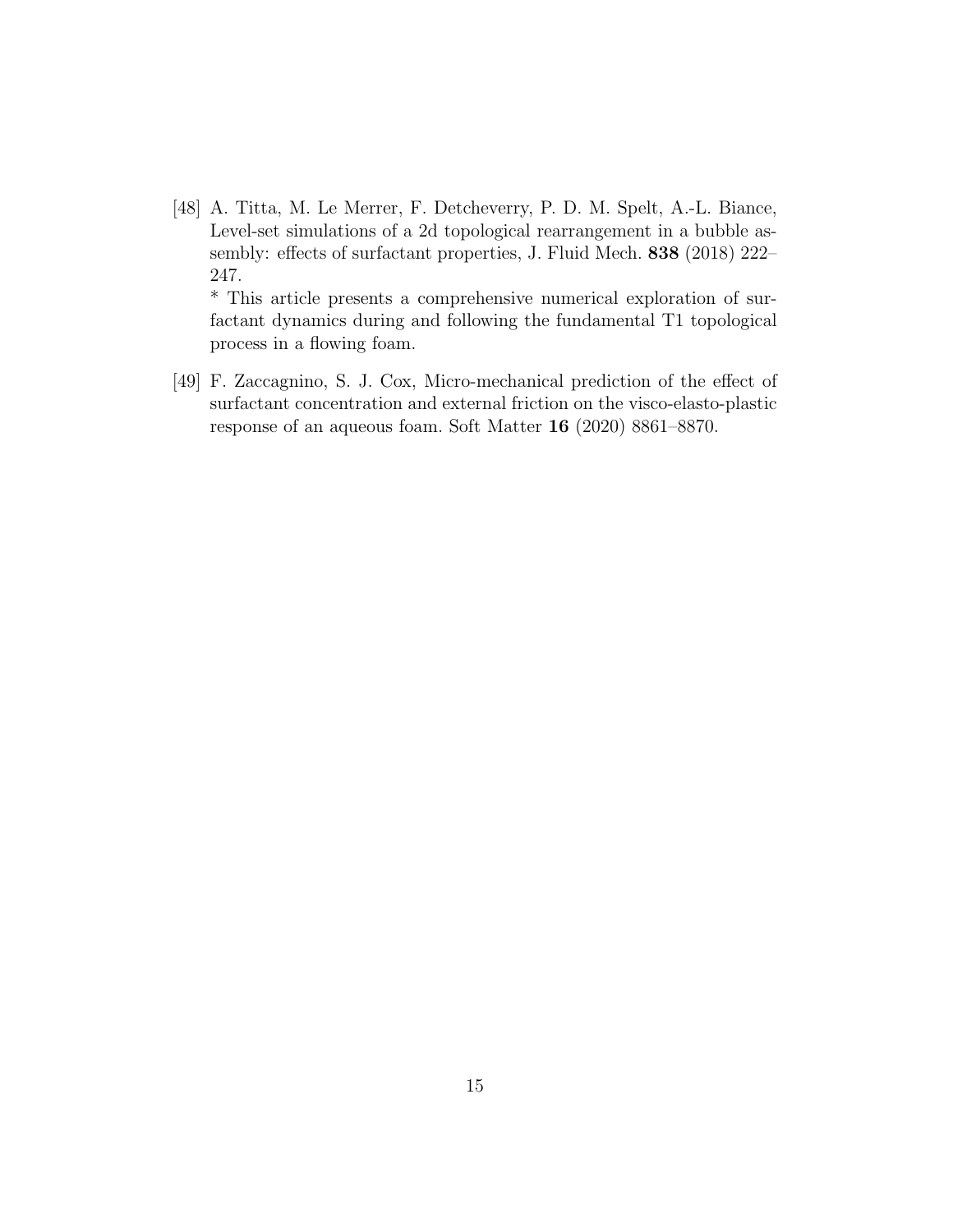[48] A. Titta, M. Le Merrer, F. Detcheverry, P. D. M. Spelt, A.-L. Biance, Level-set simulations of a 2d topological rearrangement in a bubble assembly: effects of surfactant properties, J. Fluid Mech. **838** (2018) 222–247.
* This article presents a comprehensive numerical exploration of surfactant dynamics during and following the fundamental T1 topological process in a flowing foam.

[49] F. Zaccagnino, S. J. Cox, Micro-mechanical prediction of the effect of surfactant concentration and external friction on the visco-elasto-plastic response of an aqueous foam. Soft Matter **16** (2020) 8861–8870.